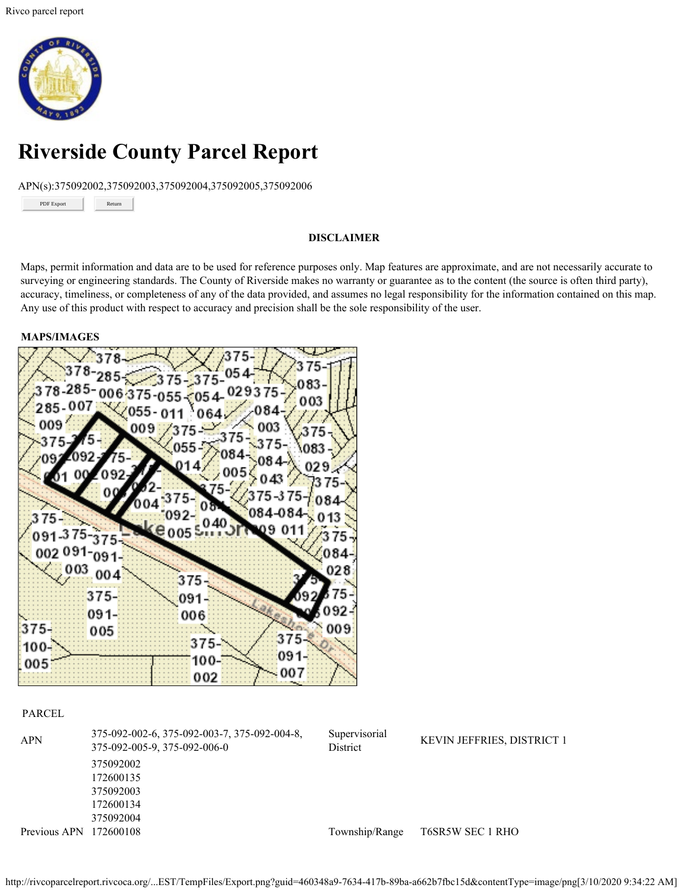# Riverside County Parcel Report

APN(s):375092002,375092003,375092004,375092005,375092006

PDF Export Return

**DISCLAIMER**

Maps, permit information and data are to be used for reference purposes only. Map features are approximate, and are not necessarily accurate to surveying or engineering standards. The County of Riverside makes no warranty or guarantee as to the content (the source is often third party), accuracy, timeliness, or completeness of any of the data provided, and assumes no legal responsibility for the information contained on this map. Any use of this product with respect to accuracy and precision shall be the sole responsibility of the user.

**MAPS/IMAGES**

PARCEL

| | | | |
|---|---|---|---|
| APN | 375-092-002-6, 375-092-003-7, 375-092-004-8, 375-092-005-9, 375-092-006-0 | Supervisorial District | KEVIN JEFFRIES, DISTRICT 1 |
| Previous APN | 375092002<br>172600135<br>375092003<br>172600134<br>375092004<br>172600108 | Township/Range | T6SR5W SEC 1 RHO |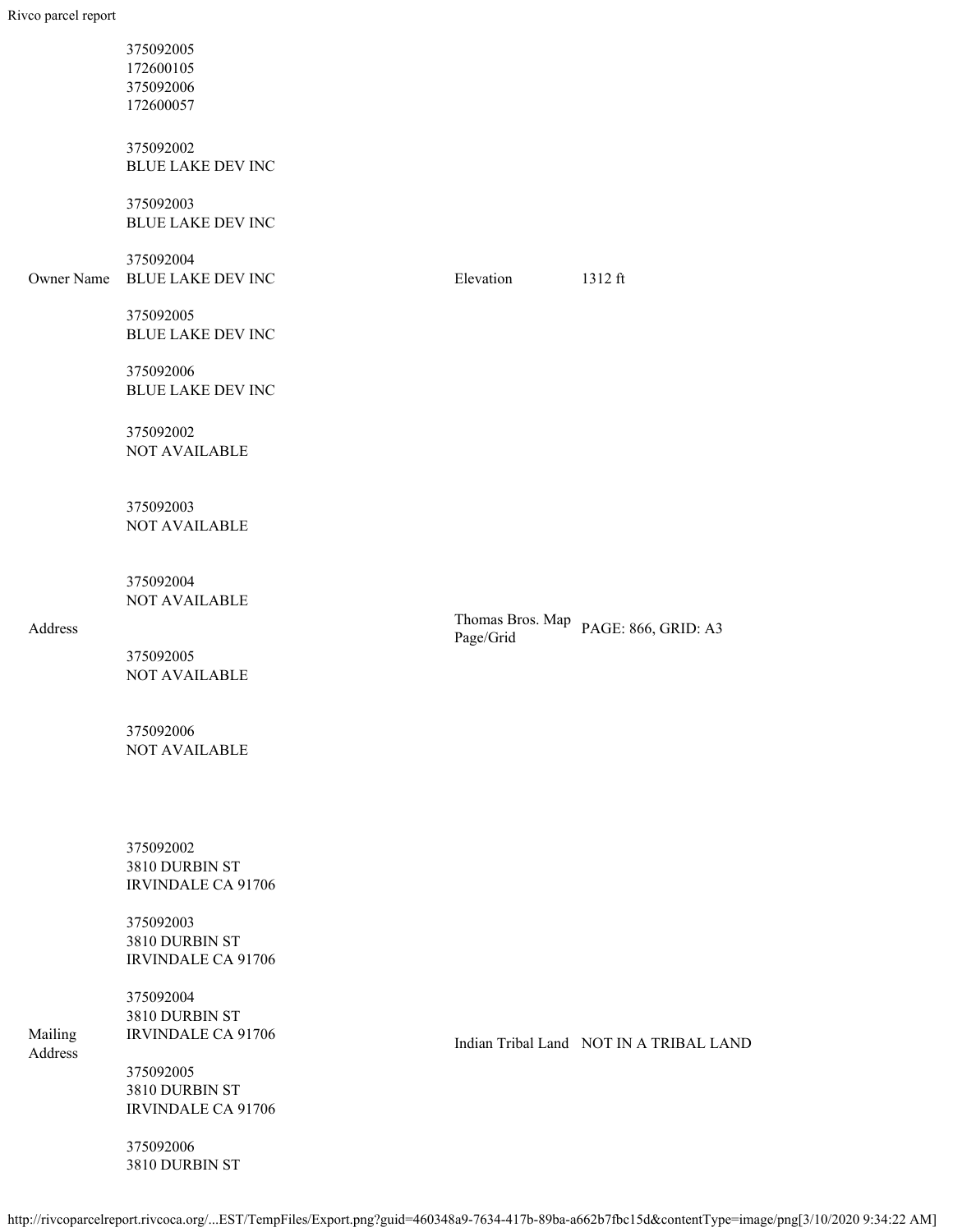| | | | |
|---|---|---|---|
| | 375092005<br>172600105<br>375092006<br>172600057 | | |
| Owner Name | 375092002<br>BLUE LAKE DEV INC<br><br>375092003<br>BLUE LAKE DEV INC<br><br>375092004<br>BLUE LAKE DEV INC<br><br>375092005<br>BLUE LAKE DEV INC<br><br>375092006<br>BLUE LAKE DEV INC | Elevation | 1312 ft |
| Address | 375092002<br>NOT AVAILABLE<br><br>375092003<br>NOT AVAILABLE<br><br>375092004<br>NOT AVAILABLE<br><br>375092005<br>NOT AVAILABLE<br><br>375092006<br>NOT AVAILABLE | Thomas Bros. Map Page/Grid | PAGE: 866, GRID: A3 |
| Mailing Address | 375092002<br>3810 DURBIN ST<br>IRVINDALE CA 91706<br><br>375092003<br>3810 DURBIN ST<br>IRVINDALE CA 91706<br><br>375092004<br>3810 DURBIN ST<br>IRVINDALE CA 91706<br><br>375092005<br>3810 DURBIN ST<br>IRVINDALE CA 91706<br><br>375092006<br>3810 DURBIN ST | Indian Tribal Land | NOT IN A TRIBAL LAND |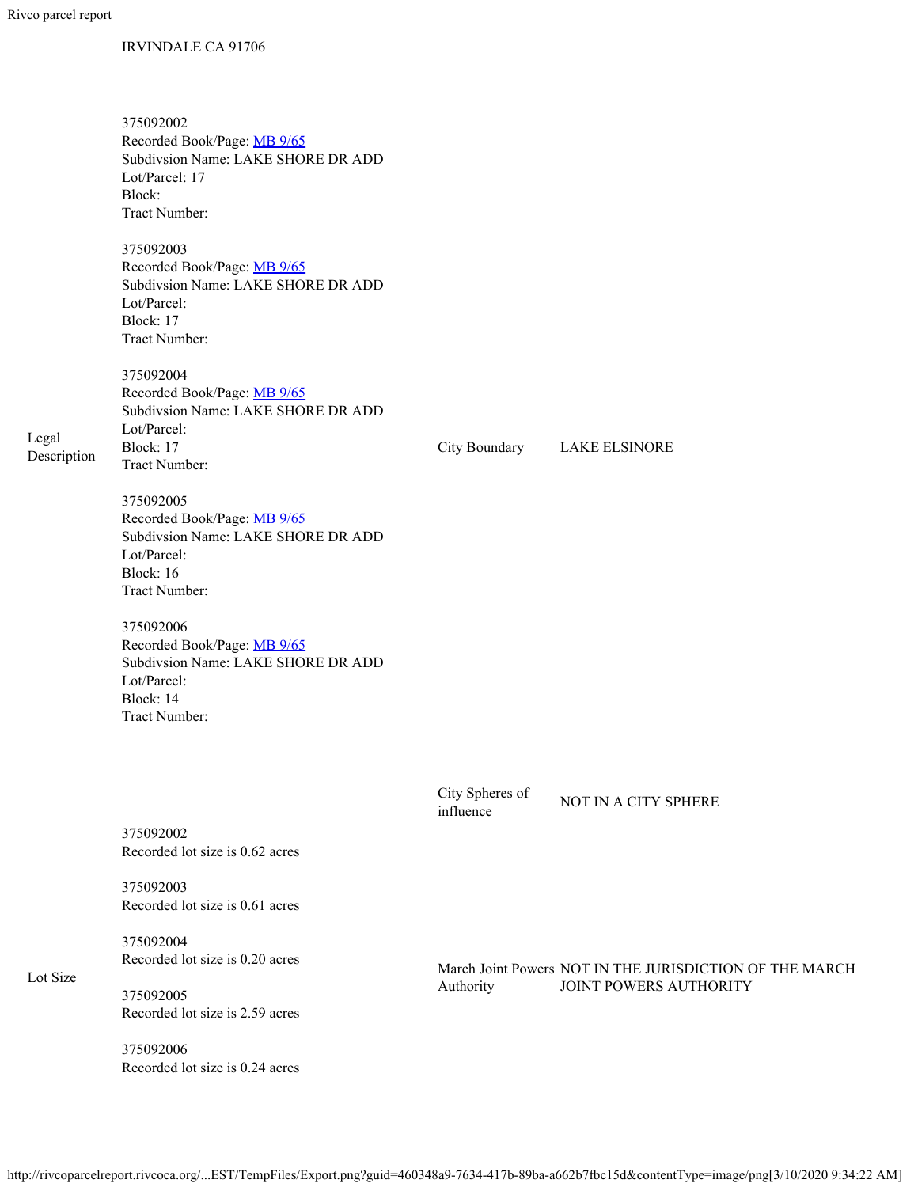IRVINDALE CA 91706

| | | | |
|---|---|---|---|
| Legal Description | 375092002<br>Recorded Book/Page: MB 9/65<br>Subdivsion Name: LAKE SHORE DR ADD<br>Lot/Parcel: 17<br>Block:<br>Tract Number:<br><br>375092003<br>Recorded Book/Page: MB 9/65<br>Subdivsion Name: LAKE SHORE DR ADD<br>Lot/Parcel:<br>Block: 17<br>Tract Number:<br><br>375092004<br>Recorded Book/Page: MB 9/65<br>Subdivsion Name: LAKE SHORE DR ADD<br>Lot/Parcel:<br>Block: 17<br>Tract Number:<br><br>375092005<br>Recorded Book/Page: MB 9/65<br>Subdivsion Name: LAKE SHORE DR ADD<br>Lot/Parcel:<br>Block: 16<br>Tract Number:<br><br>375092006<br>Recorded Book/Page: MB 9/65<br>Subdivsion Name: LAKE SHORE DR ADD<br>Lot/Parcel:<br>Block: 14<br>Tract Number: | City Boundary | LAKE ELSINORE |
| | | City Spheres of influence | NOT IN A CITY SPHERE |
| Lot Size | 375092002<br>Recorded lot size is 0.62 acres<br><br>375092003<br>Recorded lot size is 0.61 acres<br><br>375092004<br>Recorded lot size is 0.20 acres<br><br>375092005<br>Recorded lot size is 2.59 acres<br><br>375092006<br>Recorded lot size is 0.24 acres | March Joint Powers Authority | NOT IN THE JURISDICTION OF THE MARCH JOINT POWERS AUTHORITY |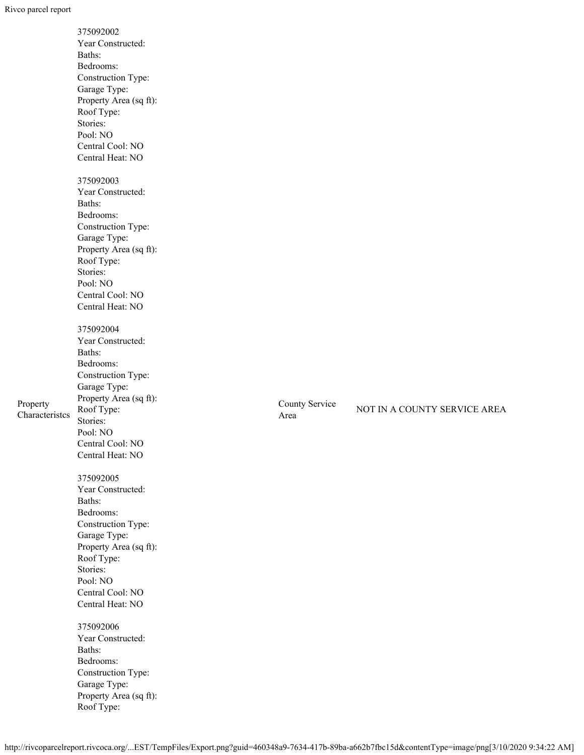| Property Characteristcs | 375092002<br>Year Constructed:<br>Baths:<br>Bedrooms:<br>Construction Type:<br>Garage Type:<br>Property Area (sq ft):<br>Roof Type:<br>Stories:<br>Pool: NO<br>Central Cool: NO<br>Central Heat: NO<br><br>375092003<br>Year Constructed:<br>Baths:<br>Bedrooms:<br>Construction Type:<br>Garage Type:<br>Property Area (sq ft):<br>Roof Type:<br>Stories:<br>Pool: NO<br>Central Cool: NO<br>Central Heat: NO<br><br>375092004<br>Year Constructed:<br>Baths:<br>Bedrooms:<br>Construction Type:<br>Garage Type:<br>Property Area (sq ft):<br>Roof Type:<br>Stories:<br>Pool: NO<br>Central Cool: NO<br>Central Heat: NO<br><br>375092005<br>Year Constructed:<br>Baths:<br>Bedrooms:<br>Construction Type:<br>Garage Type:<br>Property Area (sq ft):<br>Roof Type:<br>Stories:<br>Pool: NO<br>Central Cool: NO<br>Central Heat: NO<br><br>375092006<br>Year Constructed:<br>Baths:<br>Bedrooms:<br>Construction Type:<br>Garage Type:<br>Property Area (sq ft):<br>Roof Type: | County Service Area | NOT IN A COUNTY SERVICE AREA |
|---|---|---|---|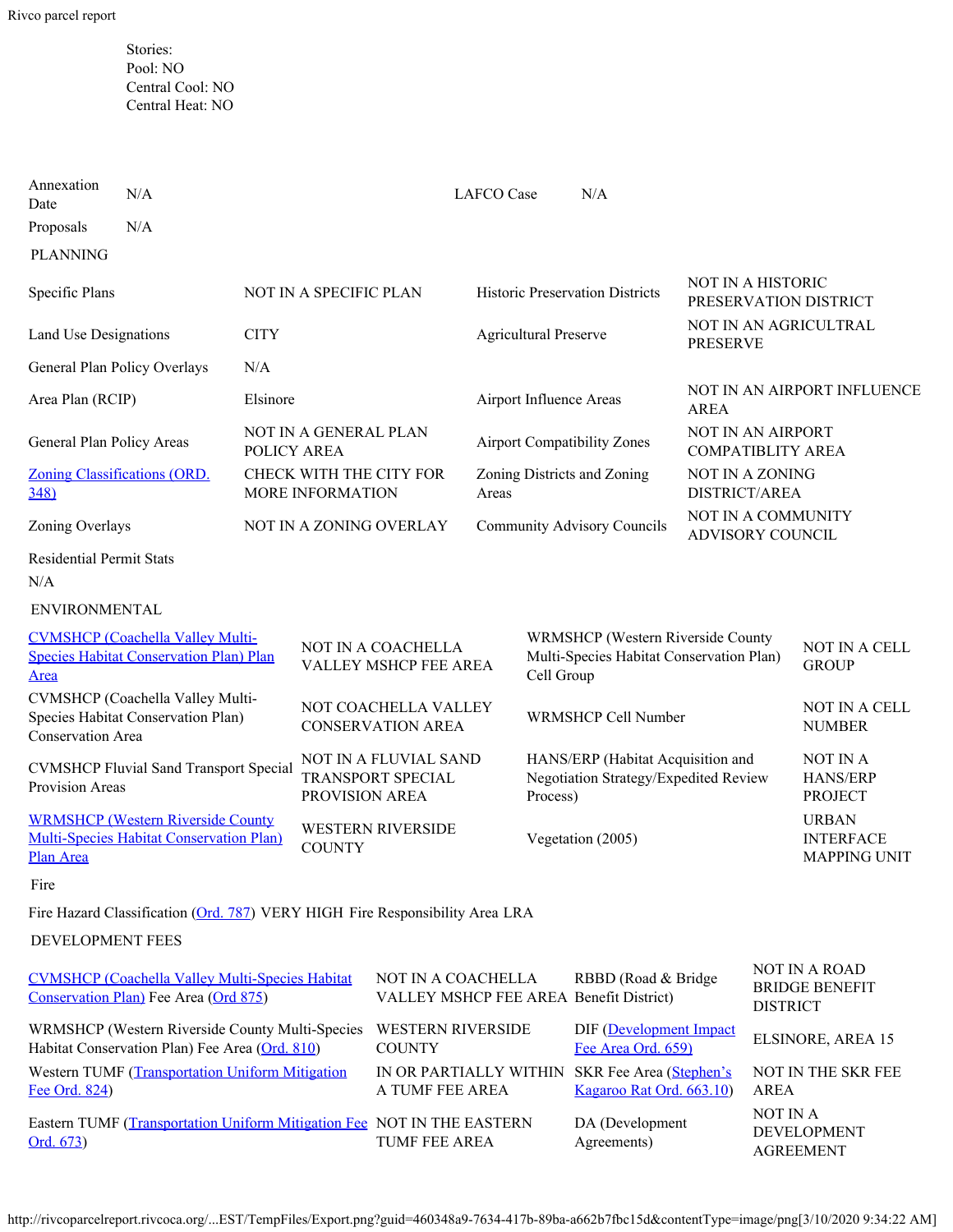Stories:
Pool: NO
Central Cool: NO
Central Heat: NO

| | | | |
|---|---|---|---|
| Annexation Date | N/A | LAFCO Case | N/A |
| Proposals | N/A | | |

## PLANNING

| | | | |
|---|---|---|---|
| Specific Plans | NOT IN A SPECIFIC PLAN | Historic Preservation Districts | NOT IN A HISTORIC PRESERVATION DISTRICT |
| Land Use Designations | CITY | Agricultural Preserve | NOT IN AN AGRICULTRAL PRESERVE |
| General Plan Policy Overlays | N/A | | |
| Area Plan (RCIP) | Elsinore | Airport Influence Areas | NOT IN AN AIRPORT INFLUENCE AREA |
| General Plan Policy Areas | NOT IN A GENERAL PLAN POLICY AREA | Airport Compatibility Zones | NOT IN AN AIRPORT COMPATIBLITY AREA |
| Zoning Classifications (ORD. 348) | CHECK WITH THE CITY FOR MORE INFORMATION | Zoning Districts and Zoning Areas | NOT IN A ZONING DISTRICT/AREA |
| Zoning Overlays | NOT IN A ZONING OVERLAY | Community Advisory Councils | NOT IN A COMMUNITY ADVISORY COUNCIL |

Residential Permit Stats
N/A

## ENVIRONMENTAL

| | | | |
|---|---|---|---|
| CVMSHCP (Coachella Valley Multi-Species Habitat Conservation Plan) Plan Area | NOT IN A COACHELLA VALLEY MSHCP FEE AREA | WRMSHCP (Western Riverside County Multi-Species Habitat Conservation Plan) Cell Group | NOT IN A CELL GROUP |
| CVMSHCP (Coachella Valley Multi-Species Habitat Conservation Plan) Conservation Area | NOT COACHELLA VALLEY CONSERVATION AREA | WRMSHCP Cell Number | NOT IN A CELL NUMBER |
| CVMSHCP Fluvial Sand Transport Special Provision Areas | NOT IN A FLUVIAL SAND TRANSPORT SPECIAL PROVISION AREA | HANS/ERP (Habitat Acquisition and Negotiation Strategy/Expedited Review Process) | NOT IN A HANS/ERP PROJECT |
| WRMSHCP (Western Riverside County Multi-Species Habitat Conservation Plan) Plan Area | WESTERN RIVERSIDE COUNTY | Vegetation (2005) | URBAN INTERFACE MAPPING UNIT |

### Fire

Fire Hazard Classification (Ord. 787) VERY HIGH Fire Responsibility Area LRA

## DEVELOPMENT FEES

| | | | |
|---|---|---|---|
| CVMSHCP (Coachella Valley Multi-Species Habitat Conservation Plan) Fee Area (Ord 875) | NOT IN A COACHELLA VALLEY MSHCP FEE AREA | RBBD (Road & Bridge Benefit District) | NOT IN A ROAD BRIDGE BENEFIT DISTRICT |
| WRMSHCP (Western Riverside County Multi-Species Habitat Conservation Plan) Fee Area (Ord. 810) | WESTERN RIVERSIDE COUNTY | DIF (Development Impact Fee Area Ord. 659) | ELSINORE, AREA 15 |
| Western TUMF (Transportation Uniform Mitigation Fee Ord. 824) | IN OR PARTIALLY WITHIN A TUMF FEE AREA | SKR Fee Area (Stephen's Kagaroo Rat Ord. 663.10) | NOT IN THE SKR FEE AREA |
| Eastern TUMF (Transportation Uniform Mitigation Fee Ord. 673) | NOT IN THE EASTERN TUMF FEE AREA | DA (Development Agreements) | NOT IN A DEVELOPMENT AGREEMENT |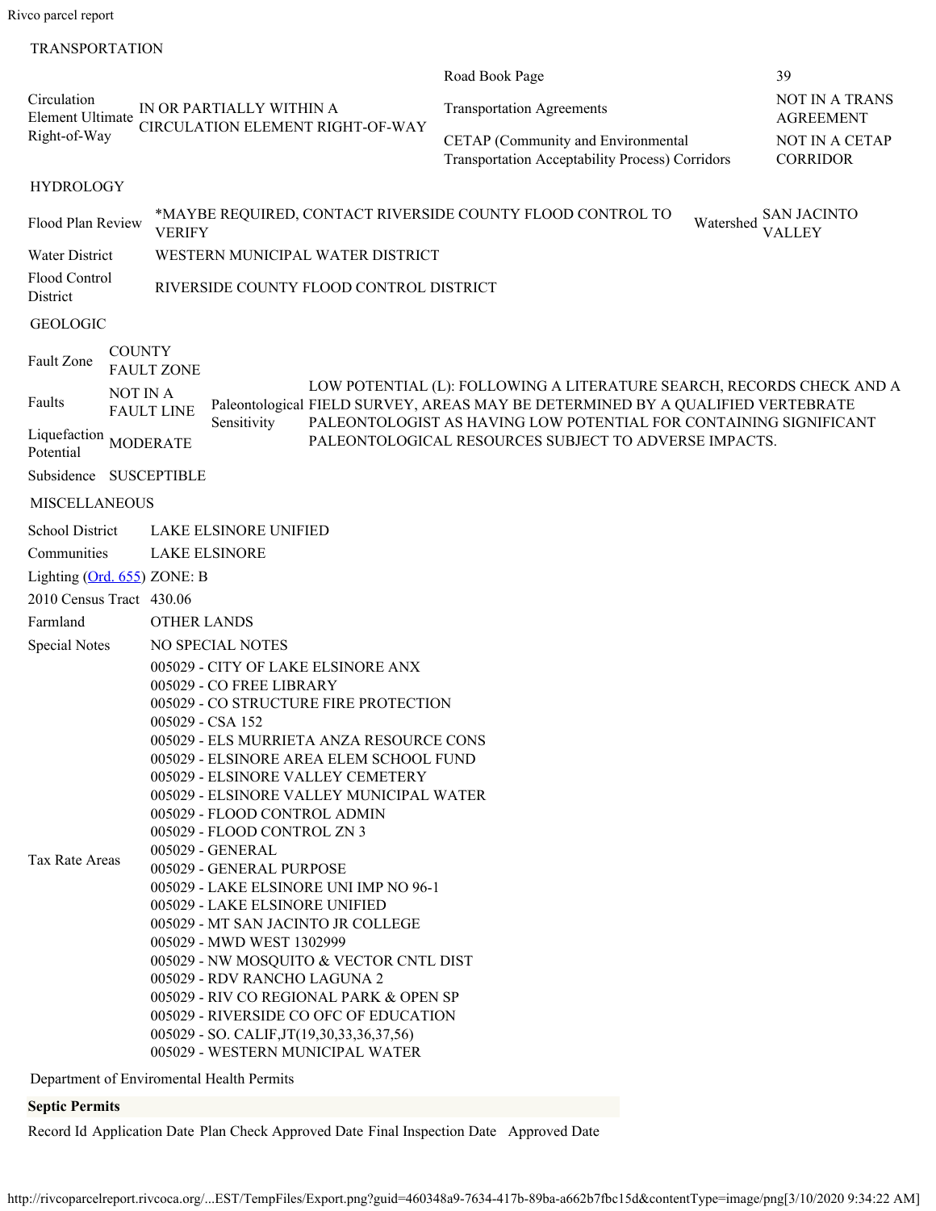## TRANSPORTATION

| | | | |
|---|---|---|---|
| Circulation Element Ultimate Right-of-Way | IN OR PARTIALLY WITHIN A CIRCULATION ELEMENT RIGHT-OF-WAY | Road Book Page | 39 |
| | | Transportation Agreements | NOT IN A TRANS AGREEMENT |
| | | CETAP (Community and Environmental Transportation Acceptability Process) Corridors | NOT IN A CETAP CORRIDOR |

## HYDROLOGY

| | | | |
|---|---|---|---|
| Flood Plan Review | *MAYBE REQUIRED, CONTACT RIVERSIDE COUNTY FLOOD CONTROL TO VERIFY | Watershed | SAN JACINTO VALLEY |
| Water District | WESTERN MUNICIPAL WATER DISTRICT | | |
| Flood Control District | RIVERSIDE COUNTY FLOOD CONTROL DISTRICT | | |

## GEOLOGIC

| | | | |
|---|---|---|---|
| Fault Zone | COUNTY FAULT ZONE | Paleontological Sensitivity | LOW POTENTIAL (L): FOLLOWING A LITERATURE SEARCH, RECORDS CHECK AND A FIELD SURVEY, AREAS MAY BE DETERMINED BY A QUALIFIED VERTEBRATE PALEONTOLOGIST AS HAVING LOW POTENTIAL FOR CONTAINING SIGNIFICANT PALEONTOLOGICAL RESOURCES SUBJECT TO ADVERSE IMPACTS. |
| Faults | NOT IN A FAULT LINE | | |
| Liquefaction Potential | MODERATE | | |
| Subsidence | SUSCEPTIBLE | | |

## MISCELLANEOUS

| | |
|---|---|
| School District | LAKE ELSINORE UNIFIED |
| Communities | LAKE ELSINORE |
| Lighting (Ord. 655) | ZONE: B |
| 2010 Census Tract | 430.06 |
| Farmland | OTHER LANDS |
| Special Notes | NO SPECIAL NOTES |
| Tax Rate Areas | 005029 - CITY OF LAKE ELSINORE ANX<br>005029 - CO FREE LIBRARY<br>005029 - CO STRUCTURE FIRE PROTECTION<br>005029 - CSA 152<br>005029 - ELS MURRIETA ANZA RESOURCE CONS<br>005029 - ELSINORE AREA ELEM SCHOOL FUND<br>005029 - ELSINORE VALLEY CEMETERY<br>005029 - ELSINORE VALLEY MUNICIPAL WATER<br>005029 - FLOOD CONTROL ADMIN<br>005029 - FLOOD CONTROL ZN 3<br>005029 - GENERAL<br>005029 - GENERAL PURPOSE<br>005029 - LAKE ELSINORE UNI IMP NO 96-1<br>005029 - LAKE ELSINORE UNIFIED<br>005029 - MT SAN JACINTO JR COLLEGE<br>005029 - MWD WEST 1302999<br>005029 - NW MOSQUITO & VECTOR CNTL DIST<br>005029 - RDV RANCHO LAGUNA 2<br>005029 - RIV CO REGIONAL PARK & OPEN SP<br>005029 - RIVERSIDE CO OFC OF EDUCATION<br>005029 - SO. CALIF,JT(19,30,33,36,37,56)<br>005029 - WESTERN MUNICIPAL WATER |

## Department of Enviromental Health Permits

### Septic Permits

| Record Id | Application Date | Plan Check Approved Date | Final Inspection Date | Approved Date |
|---|---|---|---|---|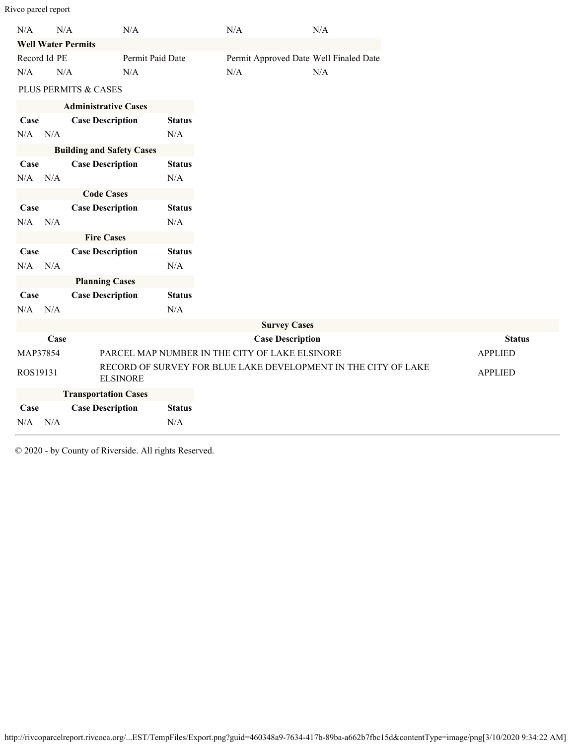| | | | | |
|---|---|---|---|---|
| N/A | N/A | N/A | N/A | N/A |

| Well Water Permits | | | | |
|---|---|---|---|---|
| Record Id | PE | Permit Paid Date | Permit Approved Date | Well Finaled Date |
| N/A | N/A | N/A | N/A | N/A |

PLUS PERMITS & CASES

**Administrative Cases**

| Case | Case Description | Status |
|---|---|---|
| N/A | N/A | N/A |

**Building and Safety Cases**

| Case | Case Description | Status |
|---|---|---|
| N/A | N/A | N/A |

**Code Cases**

| Case | Case Description | Status |
|---|---|---|
| N/A | N/A | N/A |

**Fire Cases**

| Case | Case Description | Status |
|---|---|---|
| N/A | N/A | N/A |

**Planning Cases**

| Case | Case Description | Status |
|---|---|---|
| N/A | N/A | N/A |

**Survey Cases**

| Case | Case Description | Status |
|---|---|---|
| MAP37854 | PARCEL MAP NUMBER IN THE CITY OF LAKE ELSINORE | APPLIED |
| ROS19131 | RECORD OF SURVEY FOR BLUE LAKE DEVELOPMENT IN THE CITY OF LAKE ELSINORE | APPLIED |

**Transportation Cases**

| Case | Case Description | Status |
|---|---|---|
| N/A | N/A | N/A |

© 2020 - by County of Riverside. All rights Reserved.